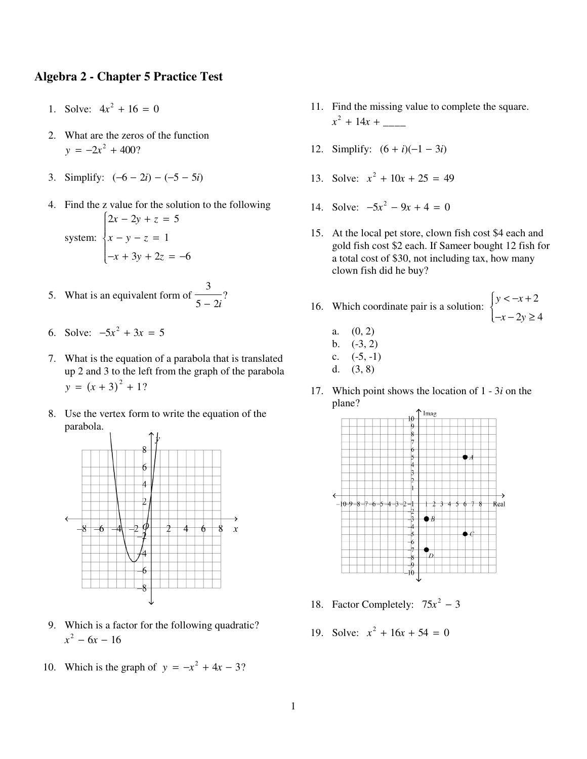# Algebra 2 - Chapter 5 Practice Test

1. Solve: $4x^2 + 16 = 0$

2. What are the zeros of the function $y = -2x^2 + 400$?

3. Simplify: $(-6 - 2i) - (-5 - 5i)$

4. Find the z value for the solution to the following system: $\begin{cases} 2x - 2y + z = 5 \\ x - y - z = 1 \\ -x + 3y + 2z = -6 \end{cases}$

5. What is an equivalent form of $\dfrac{3}{5 - 2i}$?

6. Solve: $-5x^2 + 3x = 5$

7. What is the equation of a parabola that is translated up 2 and 3 to the left from the graph of the parabola $y = (x + 3)^2 + 1$?

8. Use the vertex form to write the equation of the parabola.

9. Which is a factor for the following quadratic? $x^2 - 6x - 16$

10. Which is the graph of $y = -x^2 + 4x - 3$?

11. Find the missing value to complete the square. $x^2 + 14x +$ ____

12. Simplify: $(6 + i)(-1 - 3i)$

13. Solve: $x^2 + 10x + 25 = 49$

14. Solve: $-5x^2 - 9x + 4 = 0$

15. At the local pet store, clown fish cost \$4 each and gold fish cost \$2 each. If Sameer bought 12 fish for a total cost of \$30, not including tax, how many clown fish did he buy?

16. Which coordinate pair is a solution: $\begin{cases} y < -x + 2 \\ -x - 2y \geq 4 \end{cases}$

    a. (0, 2)
    b. (-3, 2)
    c. (-5, -1)
    d. (3, 8)

17. Which point shows the location of $1 - 3i$ on the plane?

18. Factor Completely: $75x^2 - 3$

19. Solve: $x^2 + 16x + 54 = 0$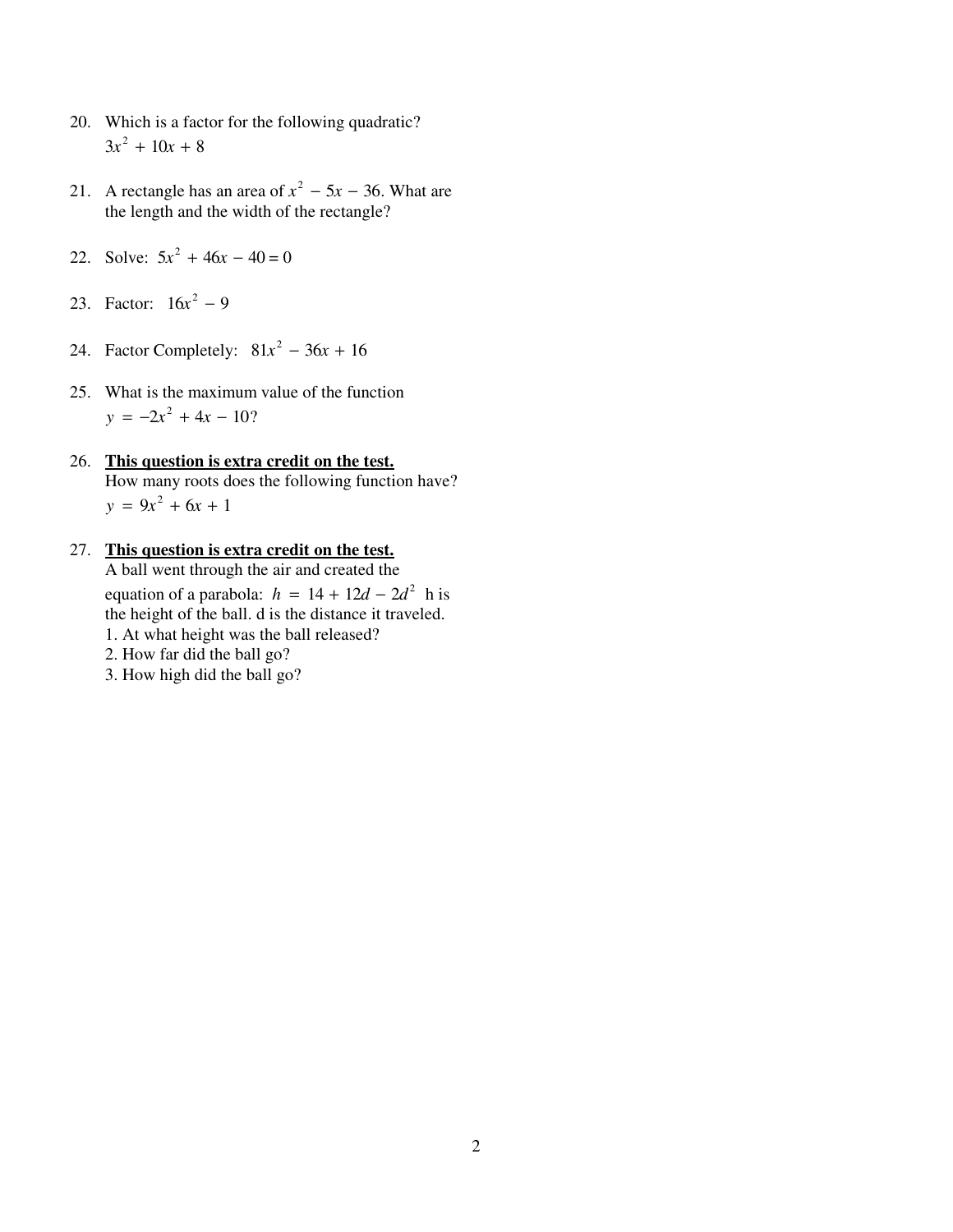20. Which is a factor for the following quadratic?
    $3x^2 + 10x + 8$

21. A rectangle has an area of $x^2 - 5x - 36$. What are the length and the width of the rectangle?

22. Solve: $5x^2 + 46x - 40 = 0$

23. Factor: $16x^2 - 9$

24. Factor Completely: $81x^2 - 36x + 16$

25. What is the maximum value of the function
    $y = -2x^2 + 4x - 10$?

26. **<u>This question is extra credit on the test.</u>**
    How many roots does the following function have?
    $y = 9x^2 + 6x + 1$

27. **<u>This question is extra credit on the test.</u>**
    A ball went through the air and created the equation of a parabola: $h = 14 + 12d - 2d^2$ h is the height of the ball. d is the distance it traveled.
    1. At what height was the ball released?
    2. How far did the ball go?
    3. How high did the ball go?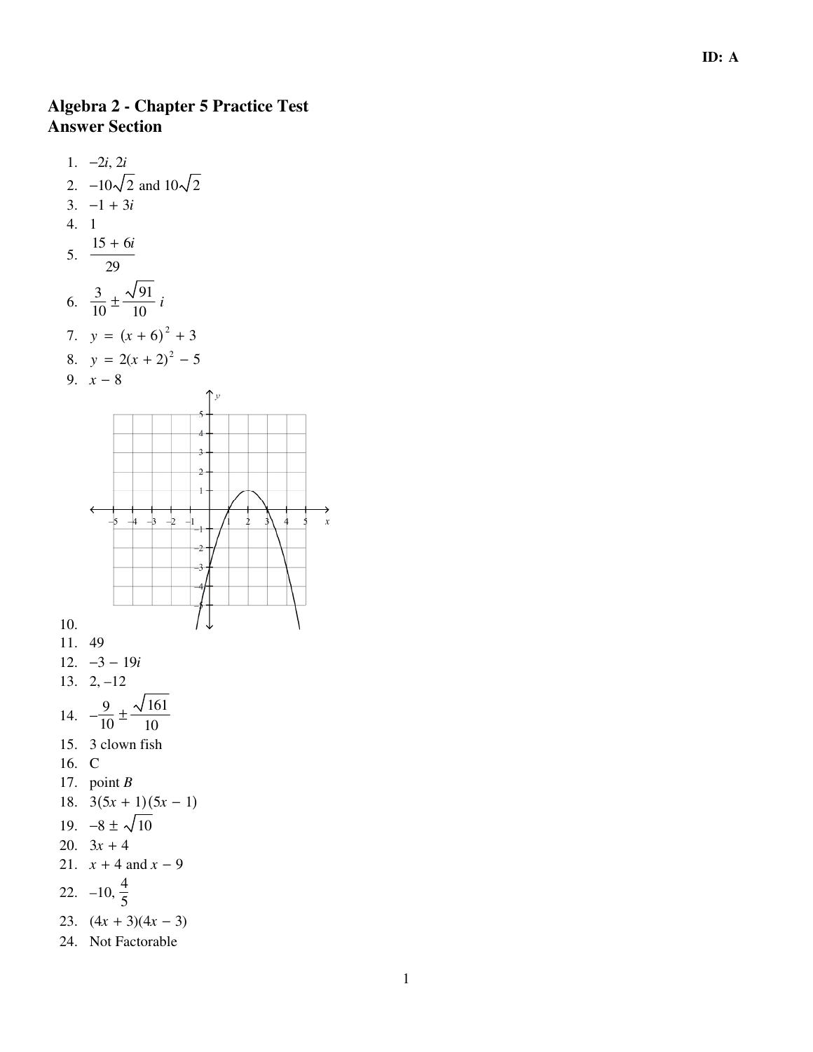# Algebra 2 - Chapter 5 Practice Test
## Answer Section

1. $-2i, 2i$
2. $-10\sqrt{2}$ and $10\sqrt{2}$
3. $-1 + 3i$
4. 1
5. $\dfrac{15 + 6i}{29}$
6. $\dfrac{3}{10} \pm \dfrac{\sqrt{91}}{10}\,i$
7. $y = (x + 6)^2 + 3$
8. $y = 2(x + 2)^2 - 5$
9. $x - 8$
10. 
11. 49
12. $-3 - 19i$
13. 2, –12
14. $-\dfrac{9}{10} \pm \dfrac{\sqrt{161}}{10}$
15. 3 clown fish
16. C
17. point *B*
18. $3(5x + 1)(5x - 1)$
19. $-8 \pm \sqrt{10}$
20. $3x + 4$
21. $x + 4$ and $x - 9$
22. $-10, \dfrac{4}{5}$
23. $(4x + 3)(4x - 3)$
24. Not Factorable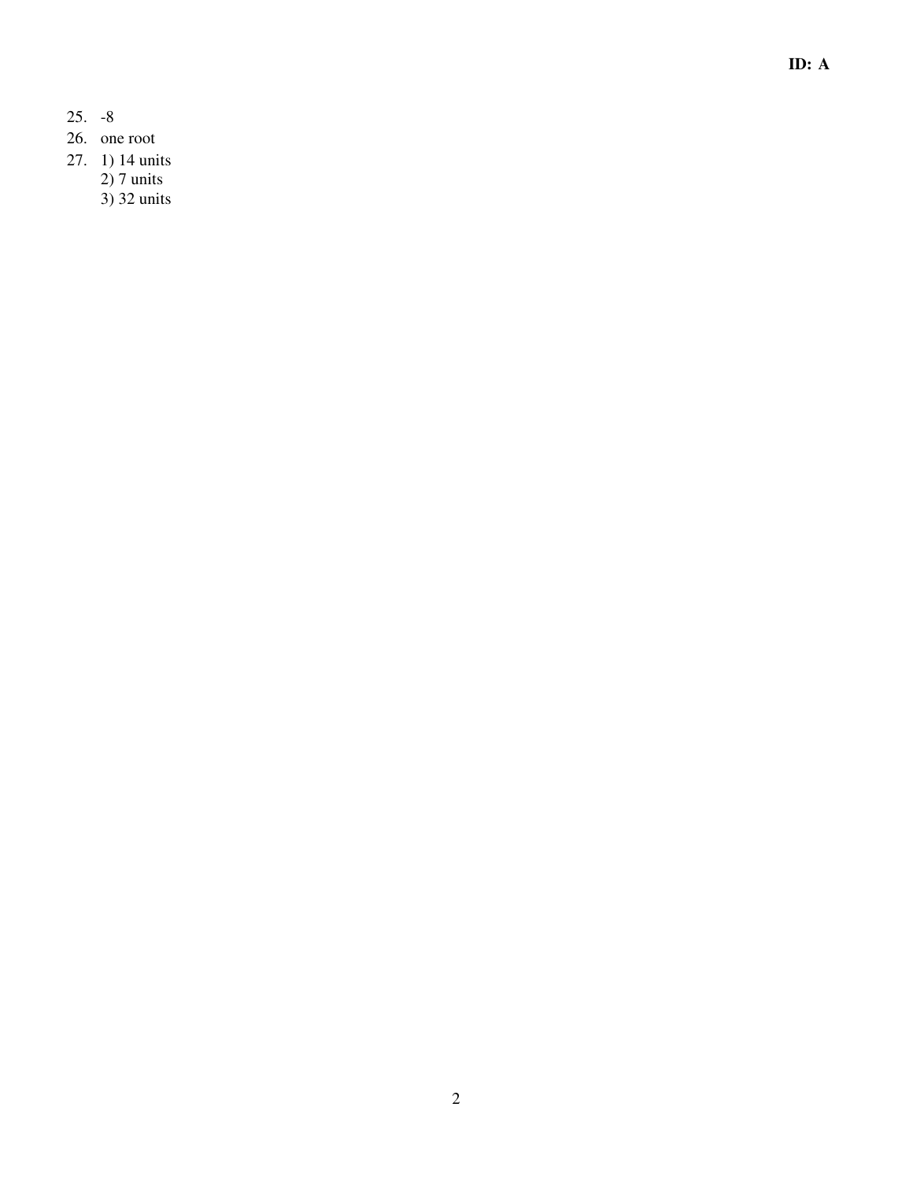25. -8
26. one root
27. 1) 14 units
    2) 7 units
    3) 32 units